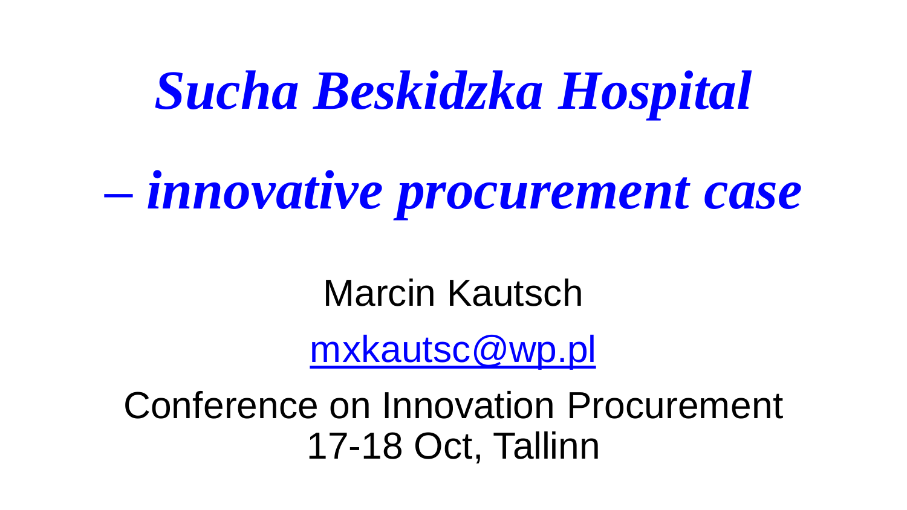# *Sucha Beskidzka Hospital*

# *– innovative procurement case*

Marcin Kautsch

mxkautsc@wp.pl

Conference on Innovation Procurement
17-18 Oct, Tallinn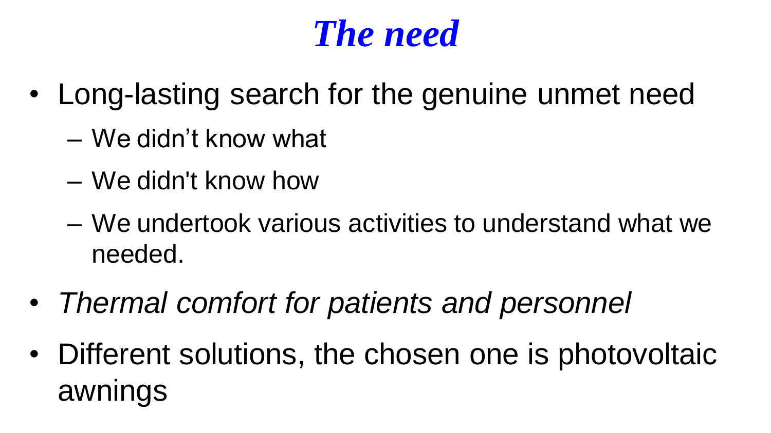# *The need*

- Long-lasting search for the genuine unmet need
  - We didn’t know what
  - We didn't know how
  - We undertook various activities to understand what we needed.
- *Thermal comfort for patients and personnel*
- Different solutions, the chosen one is photovoltaic awnings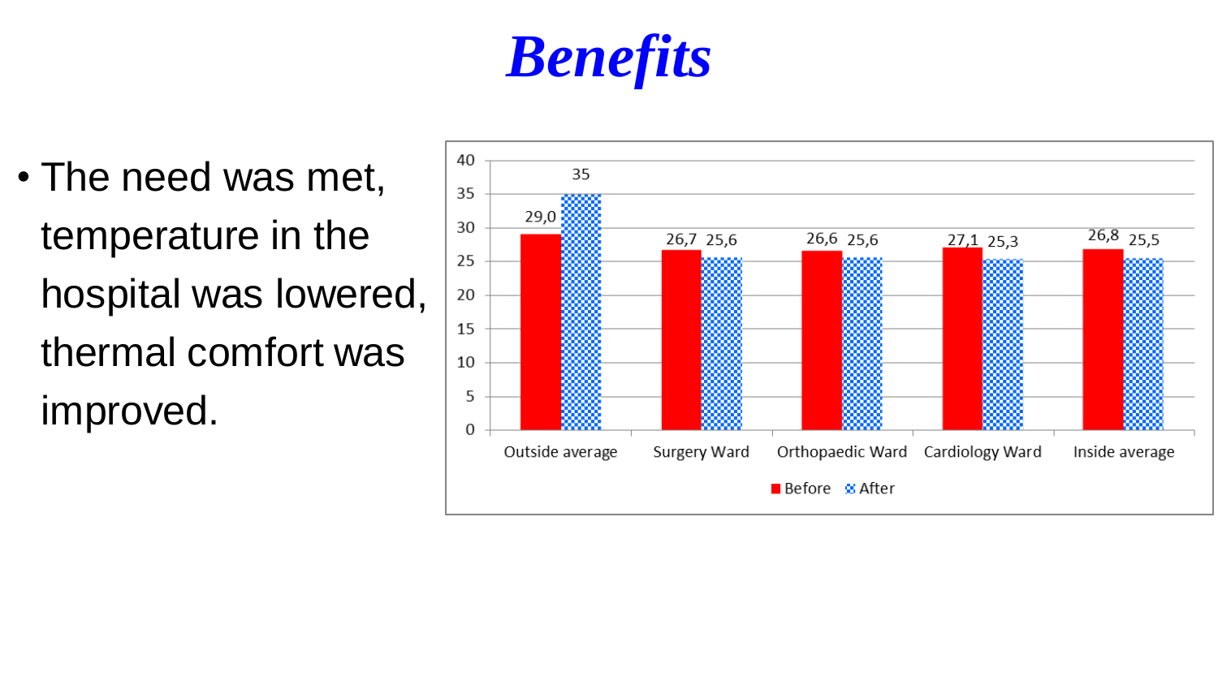# *Benefits*

- The need was met, temperature in the hospital was lowered, thermal comfort was improved.

| | Before | After |
|---|---|---|
| Outside average | 29,0 | 35 |
| Surgery Ward | 26,7 | 25,6 |
| Orthopaedic Ward | 26,6 | 25,6 |
| Cardiology Ward | 27,1 | 25,3 |
| Inside average | 26,8 | 25,5 |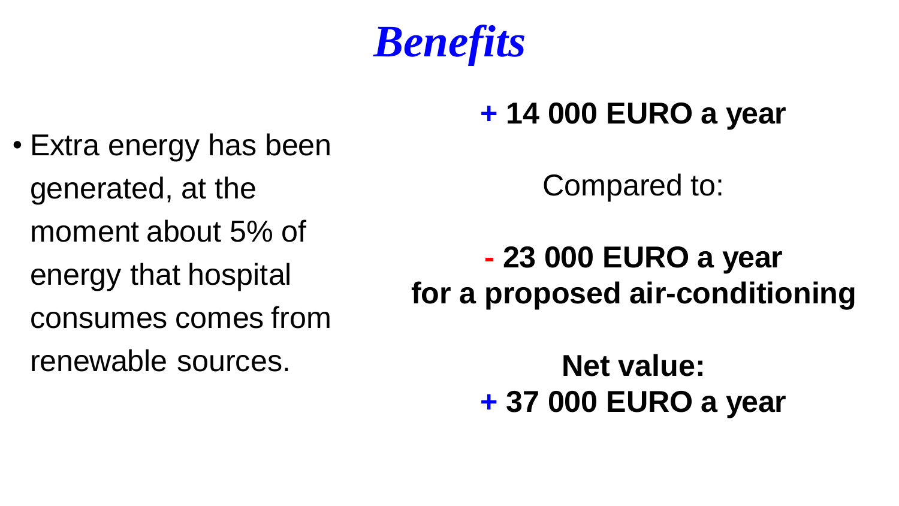# *Benefits*

- Extra energy has been generated, at the moment about 5% of energy that hospital consumes comes from renewable sources.

**+ 14 000 EURO a year**

Compared to:

**- 23 000 EURO a year**
**for a proposed air-conditioning**

**Net value:**
**+ 37 000 EURO a year**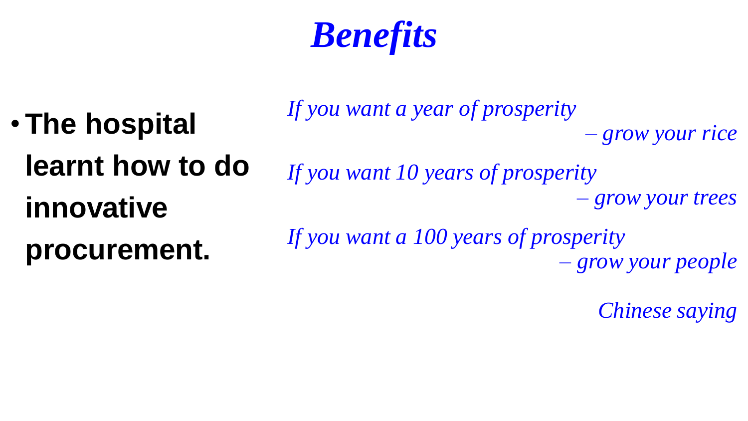# *Benefits*

- **The hospital learnt how to do innovative procurement.**

*If you want a year of prosperity*
*– grow your rice*

*If you want 10 years of prosperity*
*– grow your trees*

*If you want a 100 years of prosperity*
*– grow your people*

*Chinese saying*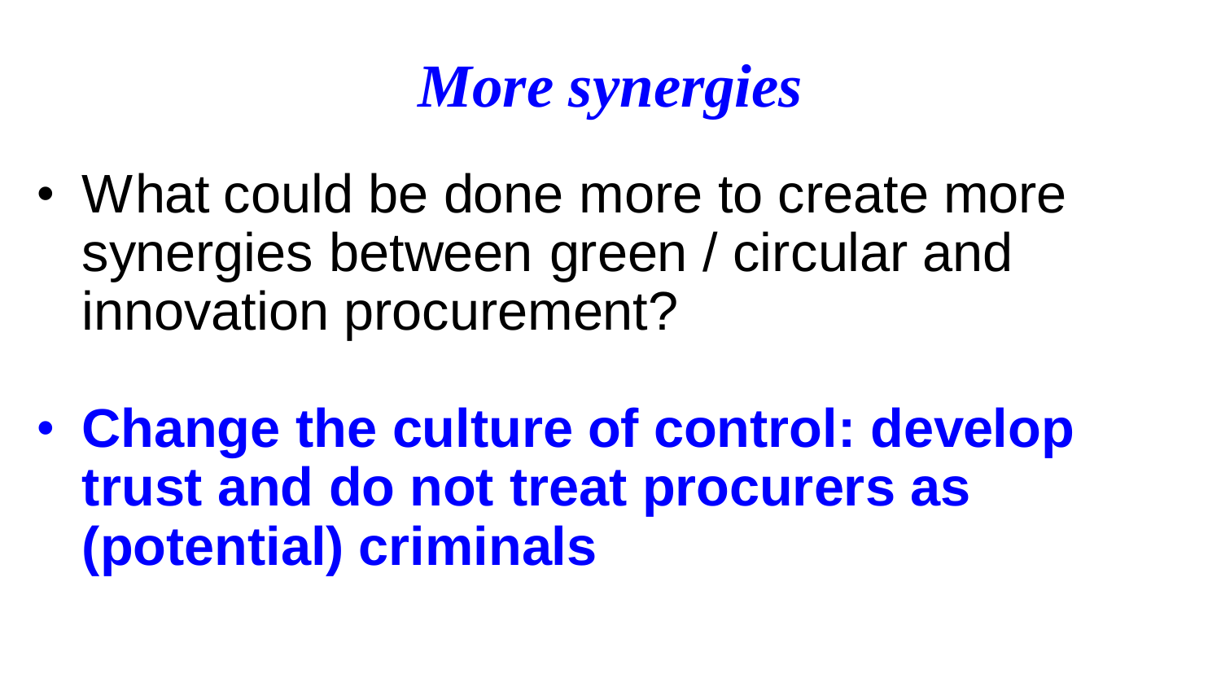# *More synergies*

- What could be done more to create more synergies between green / circular and innovation procurement?

- **Change the culture of control: develop trust and do not treat procurers as (potential) criminals**